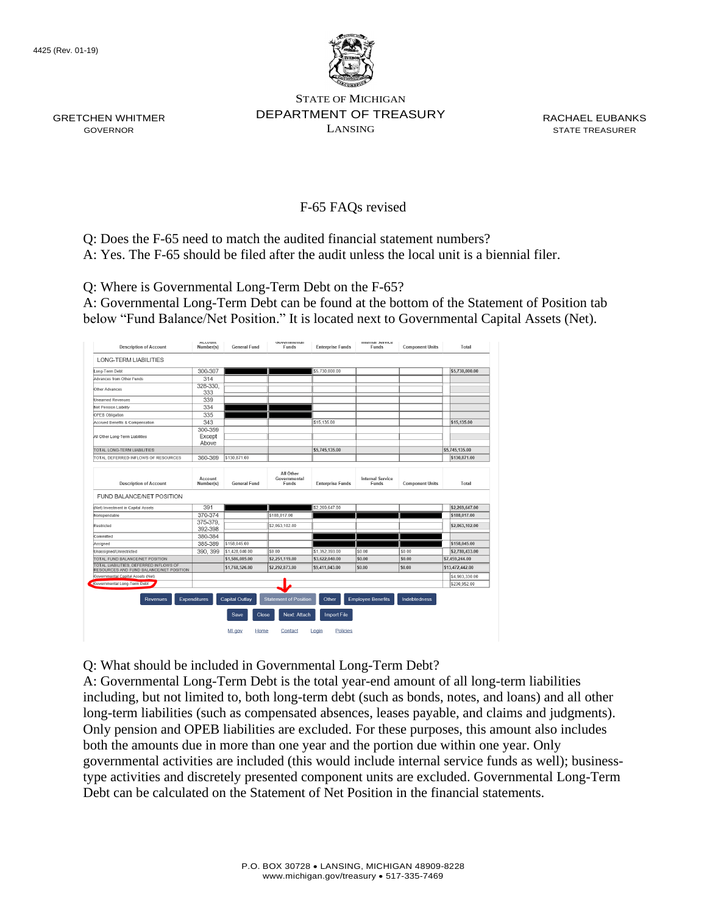4425 (Rev. 01-19)

GRETCHEN WHITMER
GOVERNOR

STATE OF MICHIGAN
DEPARTMENT OF TREASURY
LANSING

RACHAEL EUBANKS
STATE TREASURER

# F-65 FAQs revised

Q: Does the F-65 need to match the audited financial statement numbers?
A: Yes. The F-65 should be filed after the audit unless the local unit is a biennial filer.

Q: Where is Governmental Long-Term Debt on the F-65?
A: Governmental Long-Term Debt can be found at the bottom of the Statement of Position tab below "Fund Balance/Net Position." It is located next to Governmental Capital Assets (Net).

| Description of Account | Account Number(s) | General Fund | Governmental Funds | Enterprise Funds | Internal Service Funds | Component Units | Total |
|---|---|---|---|---|---|---|---|
| LONG-TERM LIABILITIES | | | | | | | |
| Long-Term Debt | 300-307 | | | $5,730,000.00 | | | $5,730,000.00 |
| Advances from Other Funds | 314 | | | | | | |
| Other Advances | 328-330, 333 | | | | | | |
| Unearned Revenues | 339 | | | | | | |
| Net Pension Liability | 334 | | | | | | |
| OPEB Obligation | 335 | | | | | | |
| Accrued Benefits & Compensation | 343 | | | $15,135.00 | | | $15,135.00 |
| All Other Long-Term Liabilities | 300-359 Except Above | | | | | | |
| TOTAL LONG-TERM LIABILITIES | | | | $5,745,135.00 | | | $5,745,135.00 |
| TOTAL DEFERRED INFLOWS OF RESOURCES | 360-369 | $130,871.00 | | | | | $130,871.00 |

| Description of Account | Account Number(s) | General Fund | All Other Governmental Funds | Enterprise Funds | Internal Service Funds | Component Units | Total |
|---|---|---|---|---|---|---|---|
| FUND BALANCE/NET POSITION | | | | | | | |
| (Net) Investment in Capital Assets | 391 | | | $2,269,647.00 | | | $2,269,647.00 |
| Nonspendable | 370-374 | | $188,017.00 | | | | $188,017.00 |
| Restricted | 375-379, 392-398 | | $2,063,102.00 | | | | $2,063,102.00 |
| Committed | 380-384 | | | | | | |
| Assigned | 385-389 | $158,045.00 | | | | | $158,045.00 |
| Unassigned/Unrestricted | 390, 399 | $1,428,040.00 | $0.00 | $1,352,393.00 | $0.00 | $0.00 | $2,780,433.00 |
| TOTAL FUND BALANCE/NET POSITION | | $1,586,085.00 | $2,251,119.00 | $3,622,040.00 | $0.00 | $0.00 | $7,459,244.00 |
| TOTAL LIABILITIES, DEFERRED INFLOWS OF RESOURCES AND FUND BALANCE/NET POSITION | | $1,768,526.00 | $2,292,873.00 | $9,411,043.00 | $0.00 | $0.00 | $13,472,442.00 |
| Governmental Capital Assets (Net) | | | | | | | $4,903,330.00 |
| Governmental Long-Term Debt | | | | | | | $230,952.00 |

Revenues | Expenditures | Capital Outlay | Statement of Position | Other | Employee Benefits | Indebtedness

Save | Close | Next: Attach | Import File

MI.gov | Home | Contact | Login | Policies

Q: What should be included in Governmental Long-Term Debt?
A: Governmental Long-Term Debt is the total year-end amount of all long-term liabilities including, but not limited to, both long-term debt (such as bonds, notes, and loans) and all other long-term liabilities (such as compensated absences, leases payable, and claims and judgments). Only pension and OPEB liabilities are excluded. For these purposes, this amount also includes both the amounts due in more than one year and the portion due within one year. Only governmental activities are included (this would include internal service funds as well); business-type activities and discretely presented component units are excluded. Governmental Long-Term Debt can be calculated on the Statement of Net Position in the financial statements.

P.O. BOX 30728 • LANSING, MICHIGAN 48909-8228
www.michigan.gov/treasury • 517-335-7469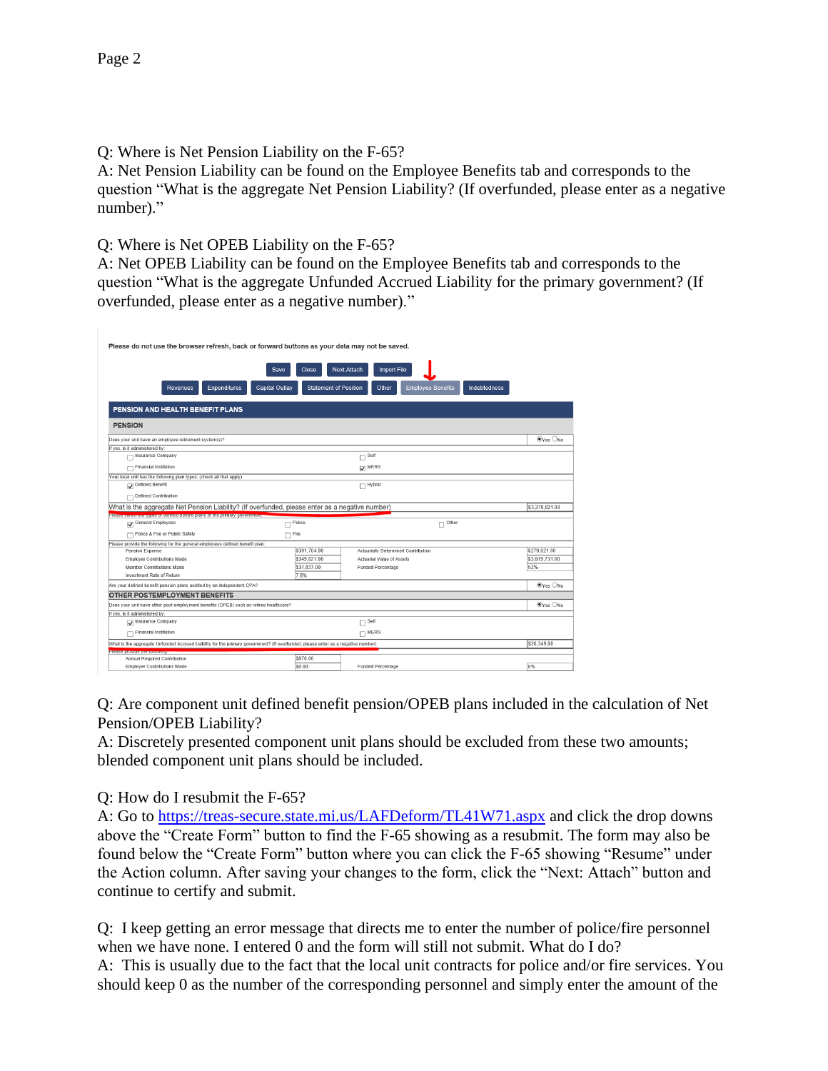Q: Where is Net Pension Liability on the F-65?
A: Net Pension Liability can be found on the Employee Benefits tab and corresponds to the question "What is the aggregate Net Pension Liability? (If overfunded, please enter as a negative number)."

Q: Where is Net OPEB Liability on the F-65?
A: Net OPEB Liability can be found on the Employee Benefits tab and corresponds to the question "What is the aggregate Unfunded Accrued Liability for the primary government? (If overfunded, please enter as a negative number)."

Please do not use the browser refresh, back or forward buttons as your data may not be saved.

Save | Close | Next:Attach | Import File

Revenues | Expenditures | Capital Outlay | Statement of Position | Other | Employee Benefits | Indebtedness

**PENSION AND HEALTH BENEFIT PLANS**

**PENSION**

Does your unit have an employee retirement system(s)? ⦿Yes ○No

If yes, is it administered by:
- ☐ Insurance Company
- ☐ Self
- ☐ Financial Institution
- ☑ MERS

Your local unit has the following plan types: (check all that apply)
- ☑ Defined Benefit
- ☐ Hybrid
- ☐ Defined Contribution

What is the aggregate Net Pension Liability? (If overfunded, please enter as a negative number) $3,278,821.00

Please select the types of defined benefit plans of the primary government:
- ☑ General Employees
- ☐ Police
- ☐ Other
- ☐ Police & Fire or Public Safety
- ☐ Fire

Please provide the following for the general employees defined benefit plan:

| | | | |
|---|---|---|---|
| Pension Expense | $391,704.00 | Actuarially Determined Contribution | $279,021.00 |
| Employer Contributions Made | $349,021.00 | Actuarial Value of Assets | $3,519,731.00 |
| Member Contributions Made | $31,837.00 | Funded Percentage | 52% |
| Investment Rate of Return | 7.6% | | |

Are your defined benefit pension plans audited by an independent CPA? ⦿Yes ○No

**OTHER POSTEMPLOYMENT BENEFITS**

Does your unit have other post-employment benefits (OPEB) such as retiree healthcare? ⦿Yes ○No

If yes, is it administered by:
- ☑ Insurance Company
- ☐ Self
- ☐ Financial Institution
- ☐ MERS

What is the aggregate Unfunded Accrued Liability for the primary government? (If overfunded, please enter as a negative number) $26,349.00

Please provide the following:

| | | | |
|---|---|---|---|
| Annual Required Contribution | $878.00 | | |
| Employer Contributions Made | $0.00 | Funded Percentage | 0% |

Q: Are component unit defined benefit pension/OPEB plans included in the calculation of Net Pension/OPEB Liability?
A: Discretely presented component unit plans should be excluded from these two amounts; blended component unit plans should be included.

Q: How do I resubmit the F-65?
A: Go to https://treas-secure.state.mi.us/LAFDeform/TL41W71.aspx and click the drop downs above the "Create Form" button to find the F-65 showing as a resubmit. The form may also be found below the "Create Form" button where you can click the F-65 showing "Resume" under the Action column. After saving your changes to the form, click the "Next: Attach" button and continue to certify and submit.

Q: I keep getting an error message that directs me to enter the number of police/fire personnel when we have none. I entered 0 and the form will still not submit. What do I do?
A: This is usually due to the fact that the local unit contracts for police and/or fire services. You should keep 0 as the number of the corresponding personnel and simply enter the amount of the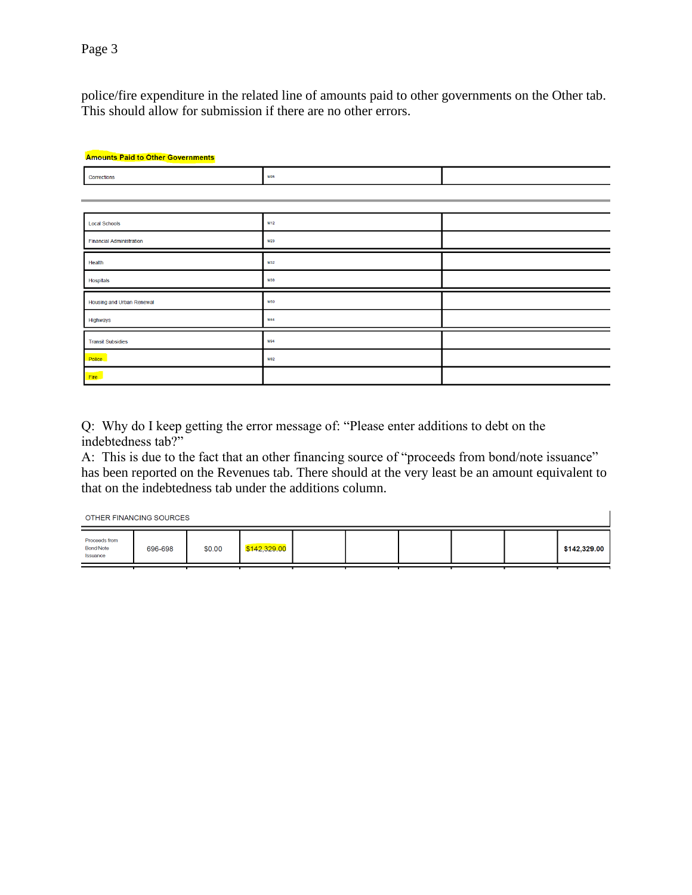police/fire expenditure in the related line of amounts paid to other governments on the Other tab. This should allow for submission if there are no other errors.

**Amounts Paid to Other Governments**

| | | |
|---|---|---|
| Corrections | M05 | |
| Local Schools | M12 | |
| Financial Administration | M23 | |
| Health | M32 | |
| Hospitals | M38 | |
| Housing and Urban Renewal | M50 | |
| Highways | M44 | |
| Transit Subsidies | M94 | |
| Police | M62 | |
| Fire | | |

Q: Why do I keep getting the error message of: "Please enter additions to debt on the indebtedness tab?"
A: This is due to the fact that an other financing source of "proceeds from bond/note issuance" has been reported on the Revenues tab. There should at the very least be an amount equivalent to that on the indebtedness tab under the additions column.

| OTHER FINANCING SOURCES | | | | | | | | | |
|---|---|---|---|---|---|---|---|---|---|
| Proceeds from Bond/Note Issuance | 696-698 | $0.00 | $142,329.00 | | | | | | $142,329.00 |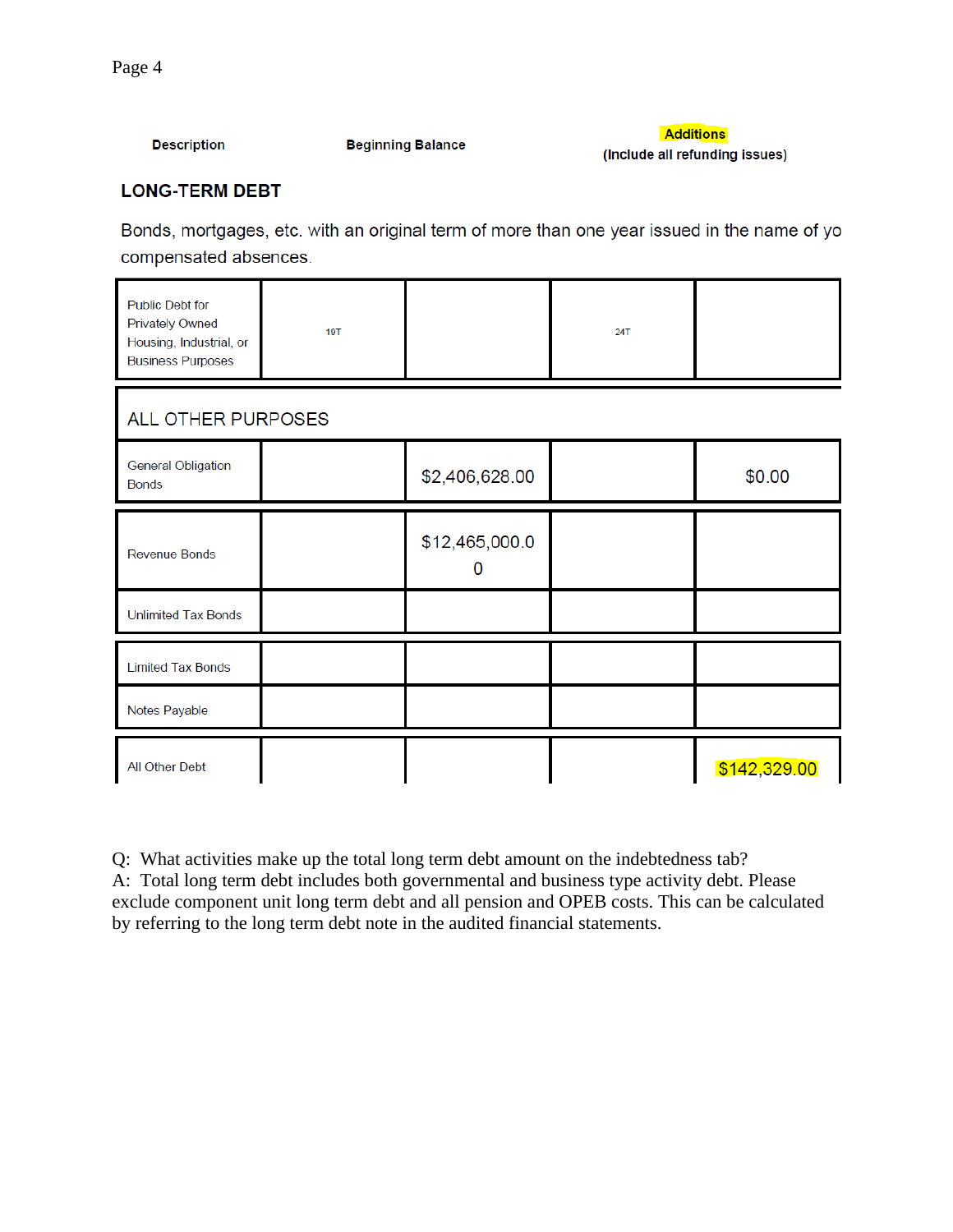| Description | Beginning Balance | | Additions (Include all refunding issues) | |
|---|---|---|---|---|

## LONG-TERM DEBT

Bonds, mortgages, etc. with an original term of more than one year issued in the name of yo compensated absences.

| | | | | |
|---|---|---|---|---|
| Public Debt for Privately Owned Housing, Industrial, or Business Purposes | 19T | | 24T | |
| ALL OTHER PURPOSES | | | | |
| General Obligation Bonds | | $2,406,628.00 | | $0.00 |
| Revenue Bonds | | $12,465,000.00 | | |
| Unlimited Tax Bonds | | | | |
| Limited Tax Bonds | | | | |
| Notes Payable | | | | |
| All Other Debt | | | | $142,329.00 |

Q: What activities make up the total long term debt amount on the indebtedness tab?
A: Total long term debt includes both governmental and business type activity debt. Please exclude component unit long term debt and all pension and OPEB costs. This can be calculated by referring to the long term debt note in the audited financial statements.